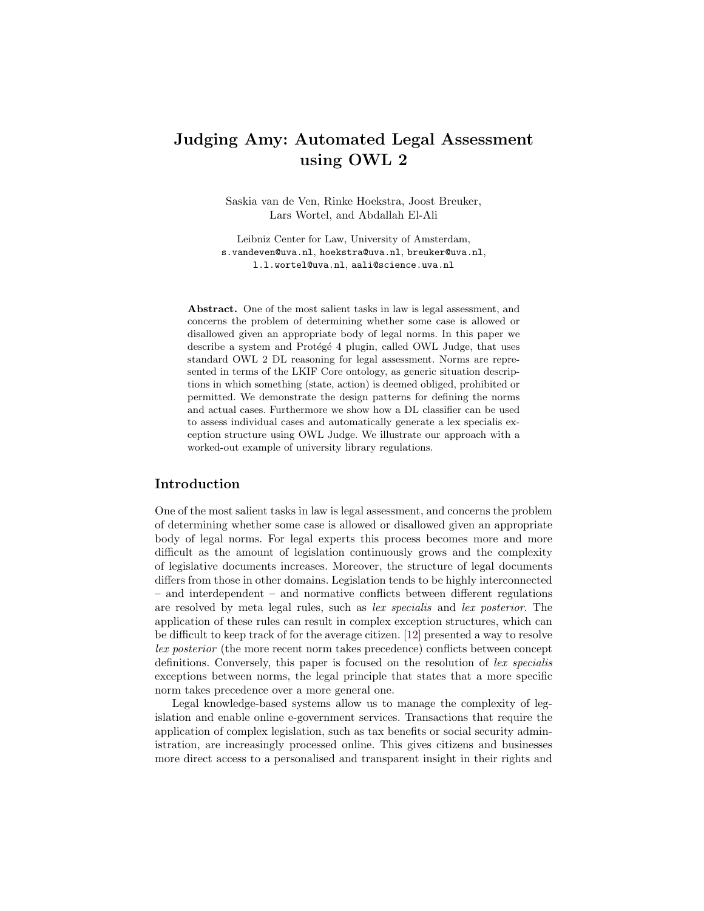# Judging Amy: Automated Legal Assessment using OWL 2

Saskia van de Ven, Rinke Hoekstra, Joost Breuker, Lars Wortel, and Abdallah El-Ali

Leibniz Center for Law, University of Amsterdam,
s.vandeven@uva.nl, hoekstra@uva.nl, breuker@uva.nl,
l.l.wortel@uva.nl, aali@science.uva.nl

**Abstract.** One of the most salient tasks in law is legal assessment, and concerns the problem of determining whether some case is allowed or disallowed given an appropriate body of legal norms. In this paper we describe a system and Protégé 4 plugin, called OWL Judge, that uses standard OWL 2 DL reasoning for legal assessment. Norms are represented in terms of the LKIF Core ontology, as generic situation descriptions in which something (state, action) is deemed obliged, prohibited or permitted. We demonstrate the design patterns for defining the norms and actual cases. Furthermore we show how a DL classifier can be used to assess individual cases and automatically generate a lex specialis exception structure using OWL Judge. We illustrate our approach with a worked-out example of university library regulations.

## Introduction

One of the most salient tasks in law is legal assessment, and concerns the problem of determining whether some case is allowed or disallowed given an appropriate body of legal norms. For legal experts this process becomes more and more difficult as the amount of legislation continuously grows and the complexity of legislative documents increases. Moreover, the structure of legal documents differs from those in other domains. Legislation tends to be highly interconnected – and interdependent – and normative conflicts between different regulations are resolved by meta legal rules, such as *lex specialis* and *lex posterior*. The application of these rules can result in complex exception structures, which can be difficult to keep track of for the average citizen. [12] presented a way to resolve *lex posterior* (the more recent norm takes precedence) conflicts between concept definitions. Conversely, this paper is focused on the resolution of *lex specialis* exceptions between norms, the legal principle that states that a more specific norm takes precedence over a more general one.

Legal knowledge-based systems allow us to manage the complexity of legislation and enable online e-government services. Transactions that require the application of complex legislation, such as tax benefits or social security administration, are increasingly processed online. This gives citizens and businesses more direct access to a personalised and transparent insight in their rights and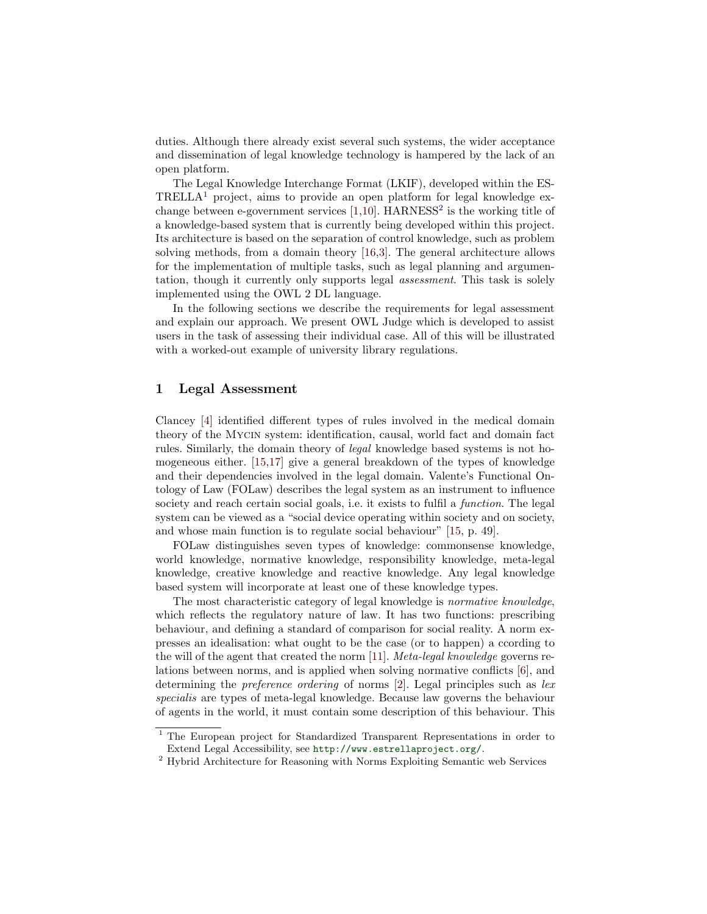duties. Although there already exist several such systems, the wider acceptance and dissemination of legal knowledge technology is hampered by the lack of an open platform.

The Legal Knowledge Interchange Format (LKIF), developed within the ESTRELLA[1] project, aims to provide an open platform for legal knowledge exchange between e-government services [1,10]. HARNESS[2] is the working title of a knowledge-based system that is currently being developed within this project. Its architecture is based on the separation of control knowledge, such as problem solving methods, from a domain theory [16,3]. The general architecture allows for the implementation of multiple tasks, such as legal planning and argumentation, though it currently only supports legal *assessment*. This task is solely implemented using the OWL 2 DL language.

In the following sections we describe the requirements for legal assessment and explain our approach. We present OWL Judge which is developed to assist users in the task of assessing their individual case. All of this will be illustrated with a worked-out example of university library regulations.

## 1 Legal Assessment

Clancey [4] identified different types of rules involved in the medical domain theory of the Mycin system: identification, causal, world fact and domain fact rules. Similarly, the domain theory of *legal* knowledge based systems is not homogeneous either. [15,17] give a general breakdown of the types of knowledge and their dependencies involved in the legal domain. Valente's Functional Ontology of Law (FOLaw) describes the legal system as an instrument to influence society and reach certain social goals, i.e. it exists to fulfil a *function*. The legal system can be viewed as a "social device operating within society and on society, and whose main function is to regulate social behaviour" [15, p. 49].

FOLaw distinguishes seven types of knowledge: commonsense knowledge, world knowledge, normative knowledge, responsibility knowledge, meta-legal knowledge, creative knowledge and reactive knowledge. Any legal knowledge based system will incorporate at least one of these knowledge types.

The most characteristic category of legal knowledge is *normative knowledge*, which reflects the regulatory nature of law. It has two functions: prescribing behaviour, and defining a standard of comparison for social reality. A norm expresses an idealisation: what ought to be the case (or to happen) a ccording to the will of the agent that created the norm [11]. *Meta-legal knowledge* governs relations between norms, and is applied when solving normative conflicts [6], and determining the *preference ordering* of norms [2]. Legal principles such as *lex specialis* are types of meta-legal knowledge. Because law governs the behaviour of agents in the world, it must contain some description of this behaviour. This

[1] The European project for Standardized Transparent Representations in order to Extend Legal Accessibility, see http://www.estrellaproject.org/.

[2] Hybrid Architecture for Reasoning with Norms Exploiting Semantic web Services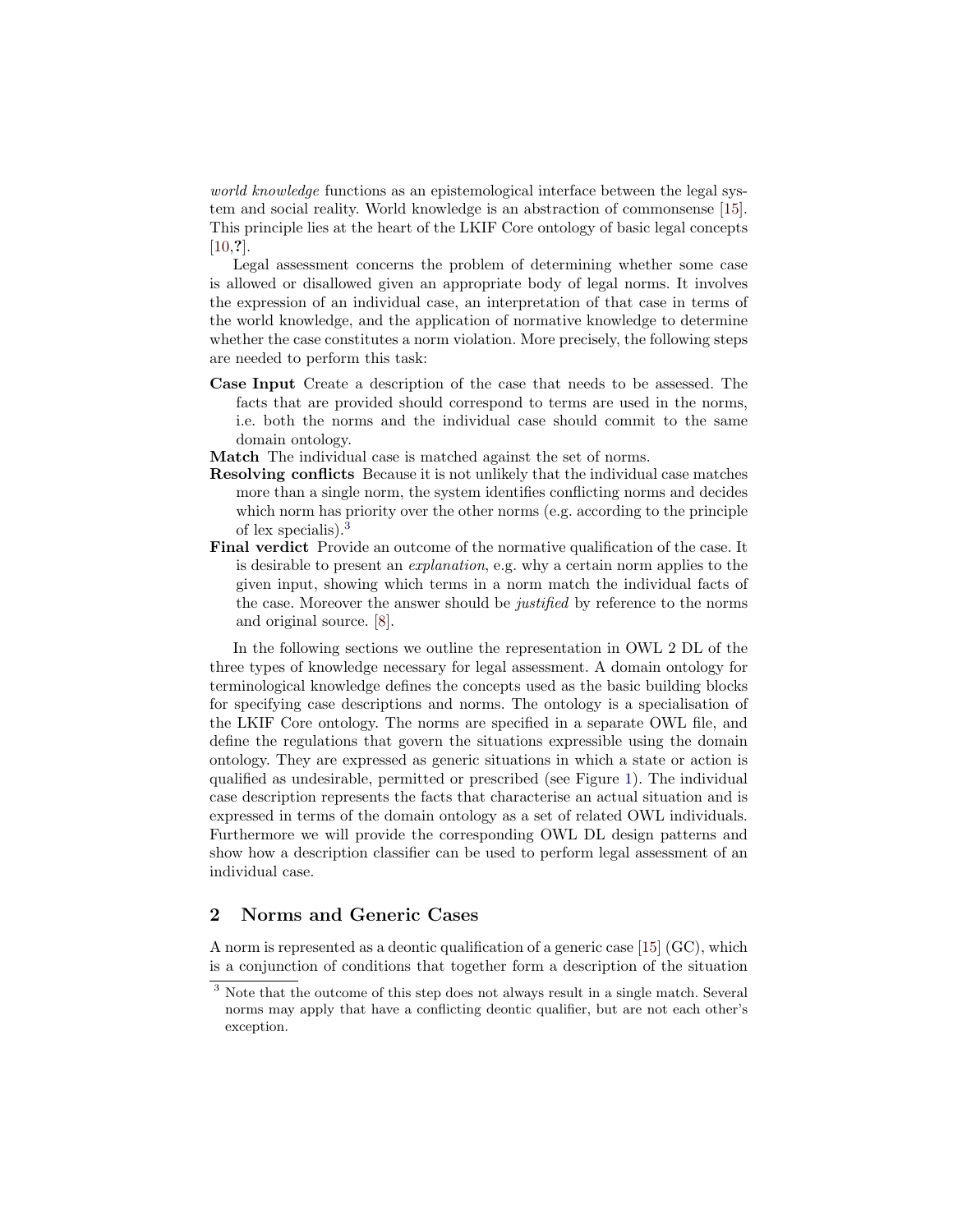*world knowledge* functions as an epistemological interface between the legal system and social reality. World knowledge is an abstraction of commonsense [15]. This principle lies at the heart of the LKIF Core ontology of basic legal concepts [10,?].

Legal assessment concerns the problem of determining whether some case is allowed or disallowed given an appropriate body of legal norms. It involves the expression of an individual case, an interpretation of that case in terms of the world knowledge, and the application of normative knowledge to determine whether the case constitutes a norm violation. More precisely, the following steps are needed to perform this task:

**Case Input** Create a description of the case that needs to be assessed. The facts that are provided should correspond to terms are used in the norms, i.e. both the norms and the individual case should commit to the same domain ontology.

**Match** The individual case is matched against the set of norms.

**Resolving conflicts** Because it is not unlikely that the individual case matches more than a single norm, the system identifies conflicting norms and decides which norm has priority over the other norms (e.g. according to the principle of lex specialis).[3]

**Final verdict** Provide an outcome of the normative qualification of the case. It is desirable to present an *explanation*, e.g. why a certain norm applies to the given input, showing which terms in a norm match the individual facts of the case. Moreover the answer should be *justified* by reference to the norms and original source. [8].

In the following sections we outline the representation in OWL 2 DL of the three types of knowledge necessary for legal assessment. A domain ontology for terminological knowledge defines the concepts used as the basic building blocks for specifying case descriptions and norms. The ontology is a specialisation of the LKIF Core ontology. The norms are specified in a separate OWL file, and define the regulations that govern the situations expressible using the domain ontology. They are expressed as generic situations in which a state or action is qualified as undesirable, permitted or prescribed (see Figure 1). The individual case description represents the facts that characterise an actual situation and is expressed in terms of the domain ontology as a set of related OWL individuals. Furthermore we will provide the corresponding OWL DL design patterns and show how a description classifier can be used to perform legal assessment of an individual case.

## 2 Norms and Generic Cases

A norm is represented as a deontic qualification of a generic case [15] (GC), which is a conjunction of conditions that together form a description of the situation

[3] Note that the outcome of this step does not always result in a single match. Several norms may apply that have a conflicting deontic qualifier, but are not each other's exception.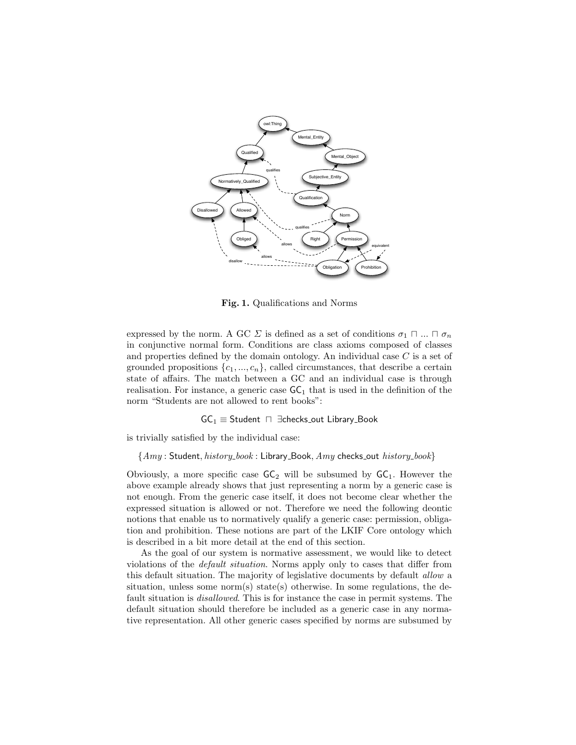**Fig. 1.** Qualifications and Norms

expressed by the norm. A GC $\Sigma$ is defined as a set of conditions $\sigma_1 \sqcap \ldots \sqcap \sigma_n$ in conjunctive normal form. Conditions are class axioms composed of classes and properties defined by the domain ontology. An individual case $C$ is a set of grounded propositions $\{c_1, \ldots, c_n\}$, called circumstances, that describe a certain state of affairs. The match between a GC and an individual case is through realisation. For instance, a generic case $\mathsf{GC}_1$ that is used in the definition of the norm "Students are not allowed to rent books":

$$\mathsf{GC}_1 \equiv \mathsf{Student} \ \sqcap \ \exists \mathsf{checks\_out}\ \mathsf{Library\_Book}$$

is trivially satisfied by the individual case:

$$\{Amy : \mathsf{Student}, history\_book : \mathsf{Library\_Book}, Amy\ \mathsf{checks\_out}\ history\_book\}$$

Obviously, a more specific case $\mathsf{GC}_2$ will be subsumed by $\mathsf{GC}_1$. However the above example already shows that just representing a norm by a generic case is not enough. From the generic case itself, it does not become clear whether the expressed situation is allowed or not. Therefore we need the following deontic notions that enable us to normatively qualify a generic case: permission, obligation and prohibition. These notions are part of the LKIF Core ontology which is described in a bit more detail at the end of this section.

As the goal of our system is normative assessment, we would like to detect violations of the *default situation*. Norms apply only to cases that differ from this default situation. The majority of legislative documents by default *allow* a situation, unless some norm(s) state(s) otherwise. In some regulations, the default situation is *disallowed*. This is for instance the case in permit systems. The default situation should therefore be included as a generic case in any normative representation. All other generic cases specified by norms are subsumed by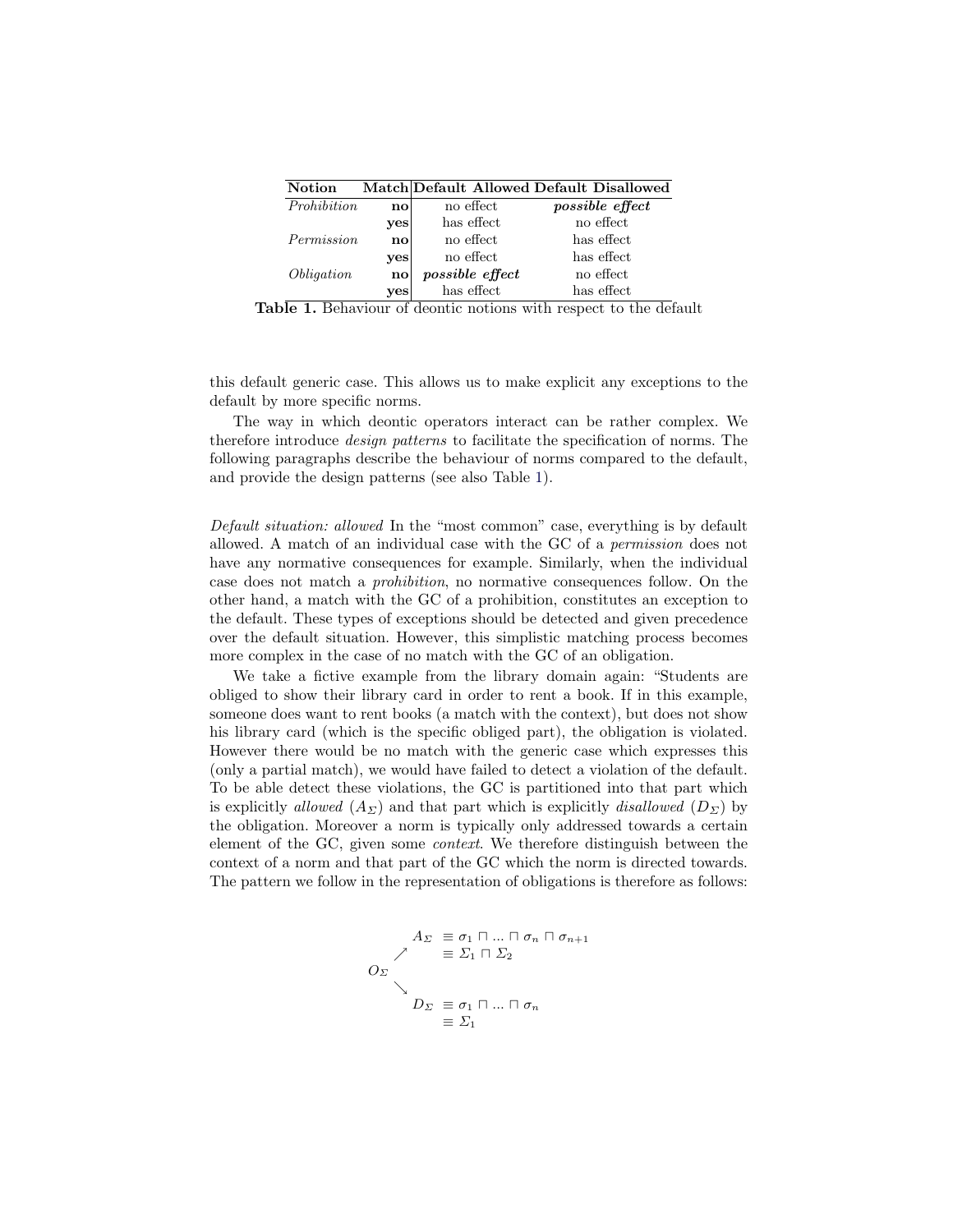| Notion | Match | Default Allowed | Default Disallowed |
|---|---|---|---|
| *Prohibition* | **no** | no effect | ***possible effect*** |
| | **yes** | has effect | no effect |
| *Permission* | **no** | no effect | has effect |
| | **yes** | no effect | has effect |
| *Obligation* | **no** | ***possible effect*** | no effect |
| | **yes** | has effect | has effect |

**Table 1.** Behaviour of deontic notions with respect to the default

this default generic case. This allows us to make explicit any exceptions to the default by more specific norms.

The way in which deontic operators interact can be rather complex. We therefore introduce *design patterns* to facilitate the specification of norms. The following paragraphs describe the behaviour of norms compared to the default, and provide the design patterns (see also Table 1).

*Default situation: allowed* In the "most common" case, everything is by default allowed. A match of an individual case with the GC of a *permission* does not have any normative consequences for example. Similarly, when the individual case does not match a *prohibition*, no normative consequences follow. On the other hand, a match with the GC of a prohibition, constitutes an exception to the default. These types of exceptions should be detected and given precedence over the default situation. However, this simplistic matching process becomes more complex in the case of no match with the GC of an obligation.

We take a fictive example from the library domain again: "Students are obliged to show their library card in order to rent a book. If in this example, someone does want to rent books (a match with the context), but does not show his library card (which is the specific obliged part), the obligation is violated. However there would be no match with the generic case which expresses this (only a partial match), we would have failed to detect a violation of the default. To be able detect these violations, the GC is partitioned into that part which is explicitly *allowed* ($A_\Sigma$) and that part which is explicitly *disallowed* ($D_\Sigma$) by the obligation. Moreover a norm is typically only addressed towards a certain element of the GC, given some *context*. We therefore distinguish between the context of a norm and that part of the GC which the norm is directed towards. The pattern we follow in the representation of obligations is therefore as follows:

$$
\begin{array}{lll}
 & A_\Sigma & \equiv \sigma_1 \sqcap \ldots \sqcap \sigma_n \sqcap \sigma_{n+1} \\
 & \nearrow & \equiv \Sigma_1 \sqcap \Sigma_2 \\
O_\Sigma & & \\
 & \searrow & \\
 & D_\Sigma & \equiv \sigma_1 \sqcap \ldots \sqcap \sigma_n \\
 & & \equiv \Sigma_1
\end{array}
$$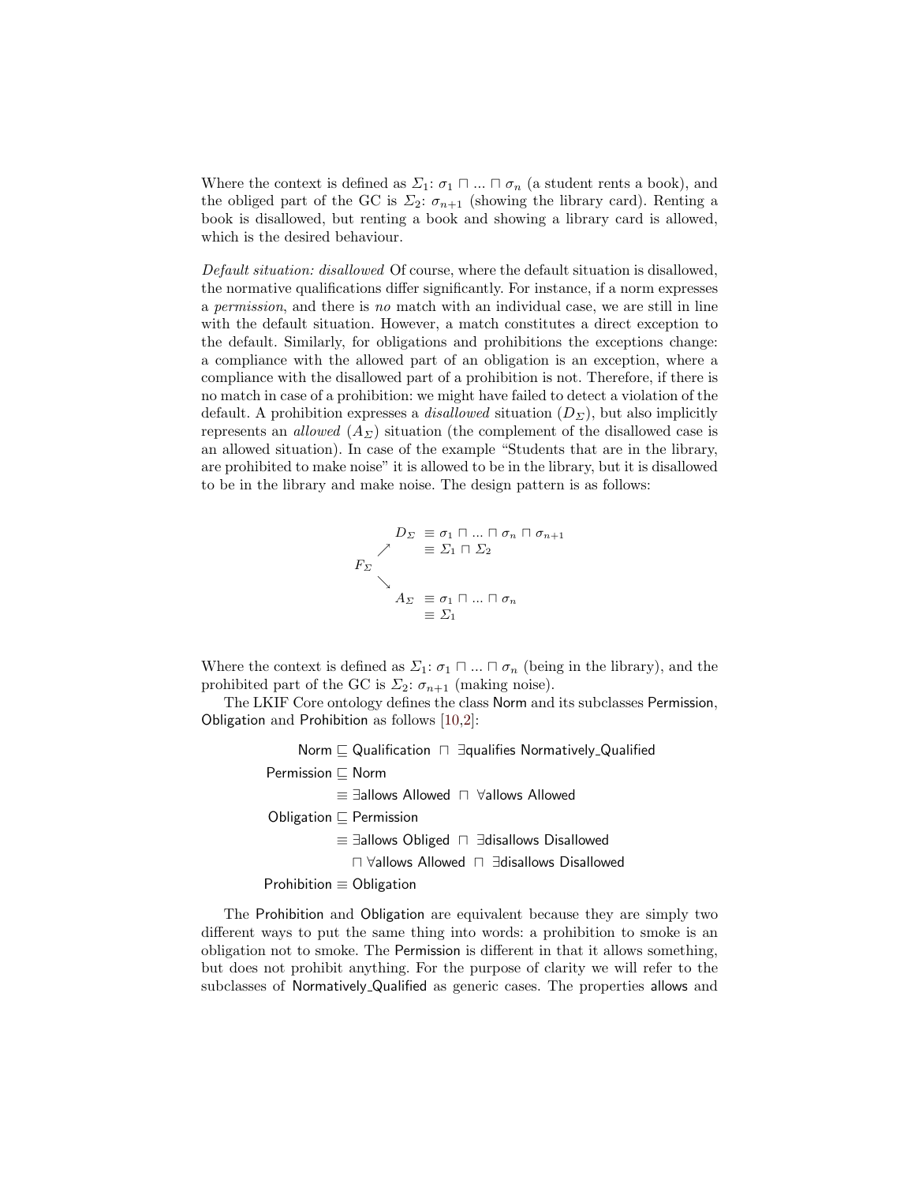Where the context is defined as $\Sigma_1$: $\sigma_1 \sqcap ... \sqcap \sigma_n$ (a student rents a book), and the obliged part of the GC is $\Sigma_2$: $\sigma_{n+1}$ (showing the library card). Renting a book is disallowed, but renting a book and showing a library card is allowed, which is the desired behaviour.

*Default situation: disallowed* Of course, where the default situation is disallowed, the normative qualifications differ significantly. For instance, if a norm expresses a *permission*, and there is *no* match with an individual case, we are still in line with the default situation. However, a match constitutes a direct exception to the default. Similarly, for obligations and prohibitions the exceptions change: a compliance with the allowed part of an obligation is an exception, where a compliance with the disallowed part of a prohibition is not. Therefore, if there is no match in case of a prohibition: we might have failed to detect a violation of the default. A prohibition expresses a *disallowed* situation ($D_\Sigma$), but also implicitly represents an *allowed* ($A_\Sigma$) situation (the complement of the disallowed case is an allowed situation). In case of the example "Students that are in the library, are prohibited to make noise" it is allowed to be in the library, but it is disallowed to be in the library and make noise. The design pattern is as follows:

$$
F_\Sigma \begin{cases} \nearrow & D_\Sigma \equiv \sigma_1 \sqcap ... \sqcap \sigma_n \sqcap \sigma_{n+1} \\ & \quad\;\; \equiv \Sigma_1 \sqcap \Sigma_2 \\ \searrow & A_\Sigma \equiv \sigma_1 \sqcap ... \sqcap \sigma_n \\ & \quad\;\; \equiv \Sigma_1 \end{cases}
$$

Where the context is defined as $\Sigma_1$: $\sigma_1 \sqcap ... \sqcap \sigma_n$ (being in the library), and the prohibited part of the GC is $\Sigma_2$: $\sigma_{n+1}$ (making noise).

The LKIF Core ontology defines the class Norm and its subclasses Permission, Obligation and Prohibition as follows [10,2]:

$$
\begin{aligned}
\text{Norm} &\sqsubseteq \text{Qualification} \sqcap \exists \text{qualifies Normatively\_Qualified} \\
\text{Permission} &\sqsubseteq \text{Norm} \\
&\equiv \exists \text{allows Allowed} \sqcap \forall \text{allows Allowed} \\
\text{Obligation} &\sqsubseteq \text{Permission} \\
&\equiv \exists \text{allows Obliged} \sqcap \exists \text{disallows Disallowed} \\
&\quad \sqcap \forall \text{allows Allowed} \sqcap \exists \text{disallows Disallowed} \\
\text{Prohibition} &\equiv \text{Obligation}
\end{aligned}
$$

The Prohibition and Obligation are equivalent because they are simply two different ways to put the same thing into words: a prohibition to smoke is an obligation not to smoke. The Permission is different in that it allows something, but does not prohibit anything. For the purpose of clarity we will refer to the subclasses of Normatively_Qualified as generic cases. The properties allows and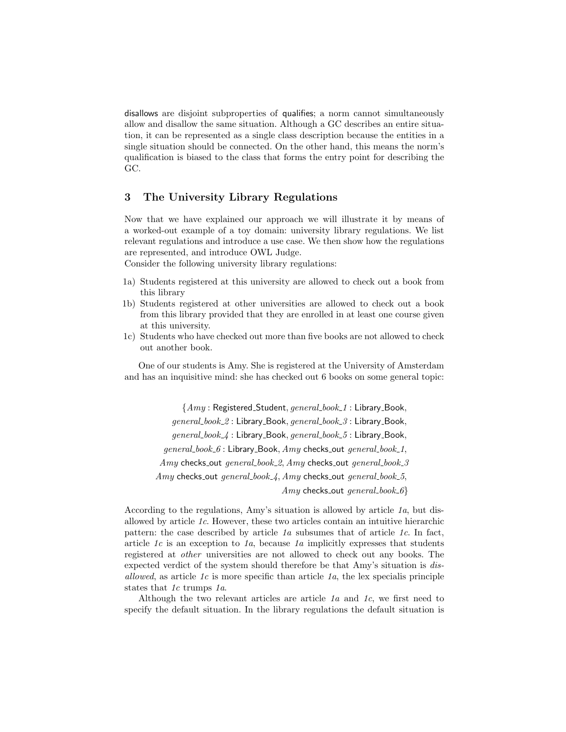disallows are disjoint subproperties of qualifies; a norm cannot simultaneously allow and disallow the same situation. Although a GC describes an entire situation, it can be represented as a single class description because the entities in a single situation should be connected. On the other hand, this means the norm's qualification is biased to the class that forms the entry point for describing the GC.

## 3 The University Library Regulations

Now that we have explained our approach we will illustrate it by means of a worked-out example of a toy domain: university library regulations. We list relevant regulations and introduce a use case. We then show how the regulations are represented, and introduce OWL Judge.
Consider the following university library regulations:

1a) Students registered at this university are allowed to check out a book from this library
1b) Students registered at other universities are allowed to check out a book from this library provided that they are enrolled in at least one course given at this university.
1c) Students who have checked out more than five books are not allowed to check out another book.

One of our students is Amy. She is registered at the University of Amsterdam and has an inquisitive mind: she has checked out 6 books on some general topic:

$$\{\mathit{Amy} : \mathsf{Registered\_Student},\ \mathit{general\_book\_1} : \mathsf{Library\_Book},\ \mathit{general\_book\_2} : \mathsf{Library\_Book},\ \mathit{general\_book\_3} : \mathsf{Library\_Book},\ \mathit{general\_book\_4} : \mathsf{Library\_Book},\ \mathit{general\_book\_5} : \mathsf{Library\_Book},\ \mathit{general\_book\_6} : \mathsf{Library\_Book},\ \mathit{Amy}\ \mathsf{checks\_out}\ \mathit{general\_book\_1},\ \mathit{Amy}\ \mathsf{checks\_out}\ \mathit{general\_book\_2},\ \mathit{Amy}\ \mathsf{checks\_out}\ \mathit{general\_book\_3}\ \mathit{Amy}\ \mathsf{checks\_out}\ \mathit{general\_book\_4},\ \mathit{Amy}\ \mathsf{checks\_out}\ \mathit{general\_book\_5},\ \mathit{Amy}\ \mathsf{checks\_out}\ \mathit{general\_book\_6}\}$$

According to the regulations, Amy's situation is allowed by article *1a*, but disallowed by article *1c*. However, these two articles contain an intuitive hierarchic pattern: the case described by article *1a* subsumes that of article *1c*. In fact, article *1c* is an exception to *1a*, because *1a* implicitly expresses that students registered at *other* universities are not allowed to check out any books. The expected verdict of the system should therefore be that Amy's situation is *disallowed*, as article *1c* is more specific than article *1a*, the lex specialis principle states that *1c* trumps *1a*.

Although the two relevant articles are article *1a* and *1c*, we first need to specify the default situation. In the library regulations the default situation is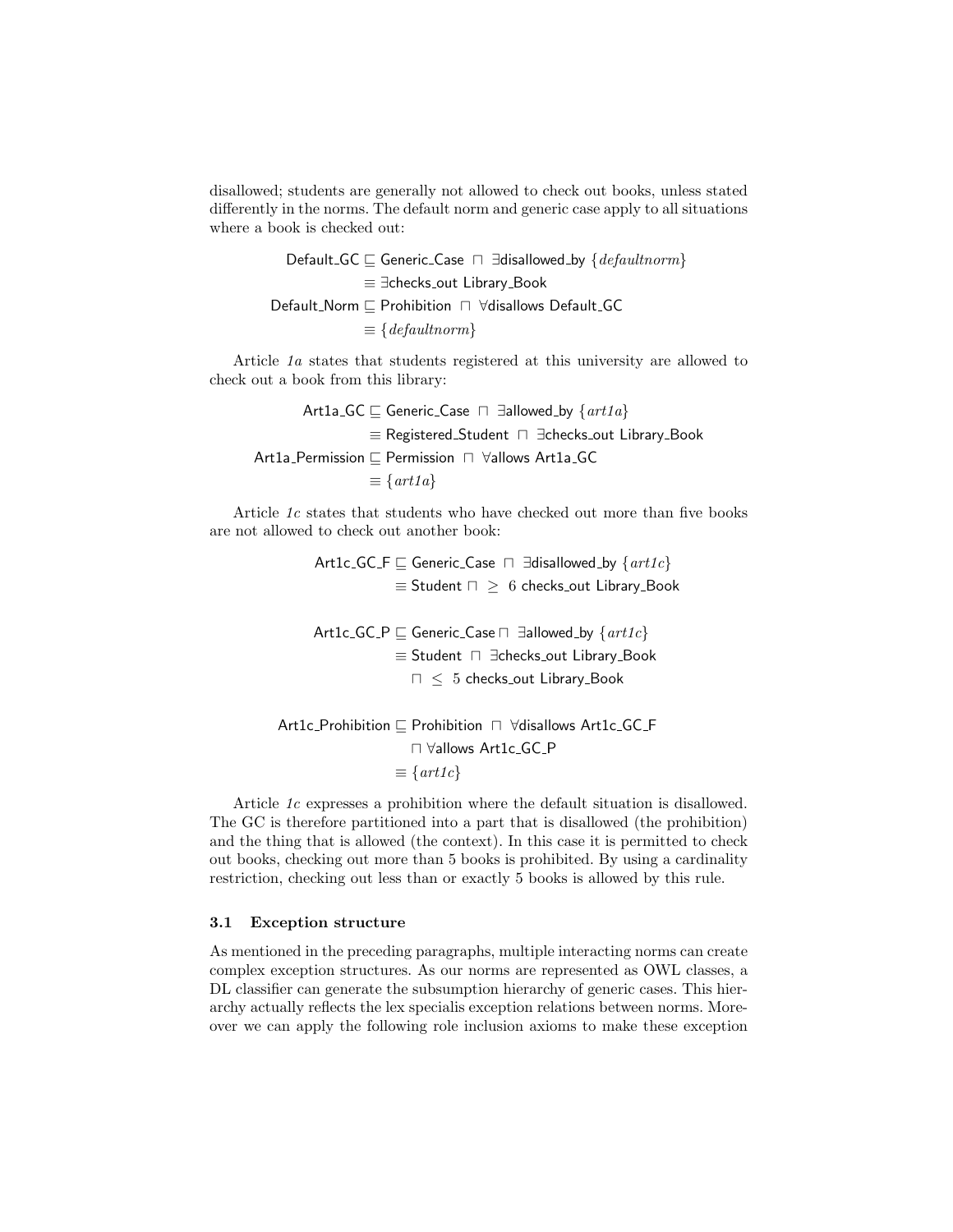disallowed; students are generally not allowed to check out books, unless stated differently in the norms. The default norm and generic case apply to all situations where a book is checked out:

$$
\begin{aligned}
\mathsf{Default\_GC} &\sqsubseteq \mathsf{Generic\_Case} \ \sqcap \ \exists \mathsf{disallowed\_by} \ \{\mathit{defaultnorm}\} \\
&\equiv \exists \mathsf{checks\_out} \ \mathsf{Library\_Book} \\
\mathsf{Default\_Norm} &\sqsubseteq \mathsf{Prohibition} \ \sqcap \ \forall \mathsf{disallows} \ \mathsf{Default\_GC} \\
&\equiv \{\mathit{defaultnorm}\}
\end{aligned}
$$

Article *1a* states that students registered at this university are allowed to check out a book from this library:

$$
\begin{aligned}
\mathsf{Art1a\_GC} &\sqsubseteq \mathsf{Generic\_Case} \ \sqcap \ \exists \mathsf{allowed\_by} \ \{\mathit{art1a}\} \\
&\equiv \mathsf{Registered\_Student} \ \sqcap \ \exists \mathsf{checks\_out} \ \mathsf{Library\_Book} \\
\mathsf{Art1a\_Permission} &\sqsubseteq \mathsf{Permission} \ \sqcap \ \forall \mathsf{allows} \ \mathsf{Art1a\_GC} \\
&\equiv \{\mathit{art1a}\}
\end{aligned}
$$

Article *1c* states that students who have checked out more than five books are not allowed to check out another book:

$$
\begin{aligned}
\mathsf{Art1c\_GC\_F} &\sqsubseteq \mathsf{Generic\_Case} \ \sqcap \ \exists \mathsf{disallowed\_by} \ \{\mathit{art1c}\} \\
&\equiv \mathsf{Student} \sqcap \ \geq \ 6 \ \mathsf{checks\_out} \ \mathsf{Library\_Book}
\end{aligned}
$$

$$
\begin{aligned}
\mathsf{Art1c\_GC\_P} &\sqsubseteq \mathsf{Generic\_Case} \sqcap \ \exists \mathsf{allowed\_by} \ \{\mathit{art1c}\} \\
&\equiv \mathsf{Student} \ \sqcap \ \exists \mathsf{checks\_out} \ \mathsf{Library\_Book} \\
&\quad \sqcap \ \leq \ 5 \ \mathsf{checks\_out} \ \mathsf{Library\_Book}
\end{aligned}
$$

$$
\begin{aligned}
\mathsf{Art1c\_Prohibition} &\sqsubseteq \mathsf{Prohibition} \ \sqcap \ \forall \mathsf{disallows} \ \mathsf{Art1c\_GC\_F} \\
&\quad \sqcap \forall \mathsf{allows} \ \mathsf{Art1c\_GC\_P} \\
&\equiv \{\mathit{art1c}\}
\end{aligned}
$$

Article *1c* expresses a prohibition where the default situation is disallowed. The GC is therefore partitioned into a part that is disallowed (the prohibition) and the thing that is allowed (the context). In this case it is permitted to check out books, checking out more than 5 books is prohibited. By using a cardinality restriction, checking out less than or exactly 5 books is allowed by this rule.

### 3.1 Exception structure

As mentioned in the preceding paragraphs, multiple interacting norms can create complex exception structures. As our norms are represented as OWL classes, a DL classifier can generate the subsumption hierarchy of generic cases. This hierarchy actually reflects the lex specialis exception relations between norms. Moreover we can apply the following role inclusion axioms to make these exception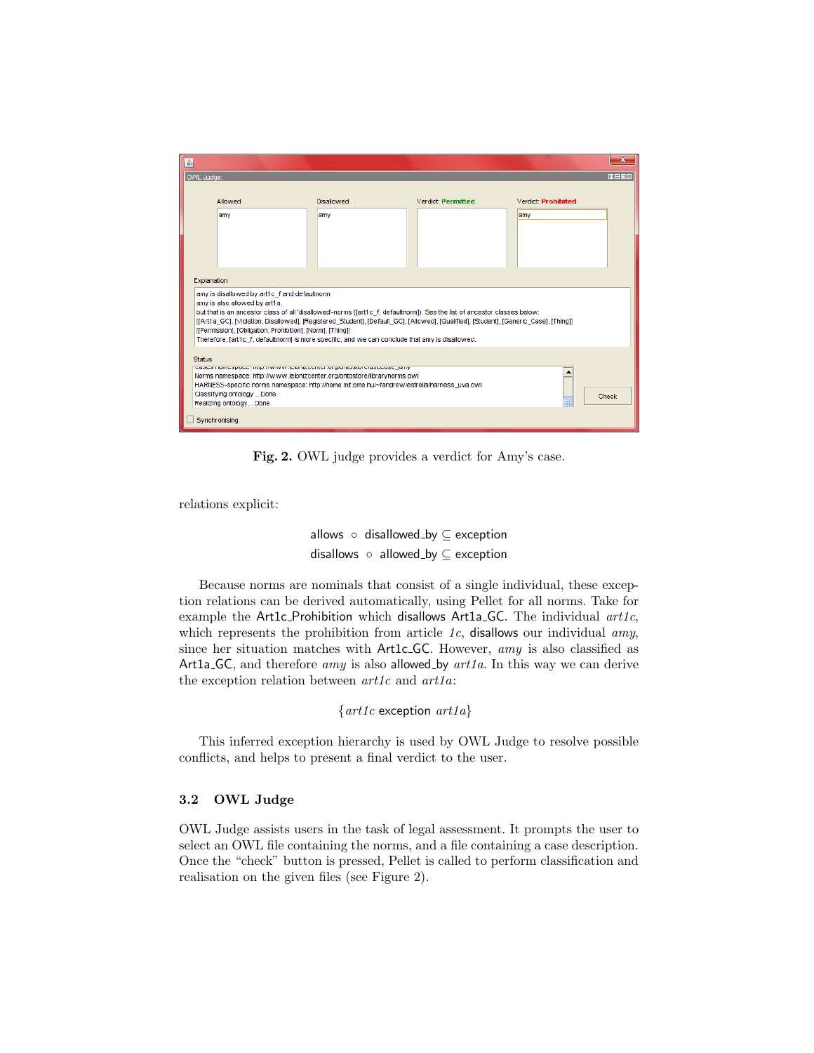Fig. 2. OWL judge provides a verdict for Amy's case.

relations explicit:

$$\mathsf{allows} \circ \mathsf{disallowed\_by} \subseteq \mathsf{exception}$$
$$\mathsf{disallows} \circ \mathsf{allowed\_by} \subseteq \mathsf{exception}$$

Because norms are nominals that consist of a single individual, these exception relations can be derived automatically, using Pellet for all norms. Take for example the Art1c_Prohibition which disallows Art1a_GC. The individual *art1c*, which represents the prohibition from article *1c*, disallows our individual *amy*, since her situation matches with Art1c_GC. However, *amy* is also classified as Art1a_GC, and therefore *amy* is also allowed_by *art1a*. In this way we can derive the exception relation between *art1c* and *art1a*:

$$\{art1c \ \mathsf{exception} \ art1a\}$$

This inferred exception hierarchy is used by OWL Judge to resolve possible conflicts, and helps to present a final verdict to the user.

### 3.2 OWL Judge

OWL Judge assists users in the task of legal assessment. It prompts the user to select an OWL file containing the norms, and a file containing a case description. Once the "check" button is pressed, Pellet is called to perform classification and realisation on the given files (see Figure 2).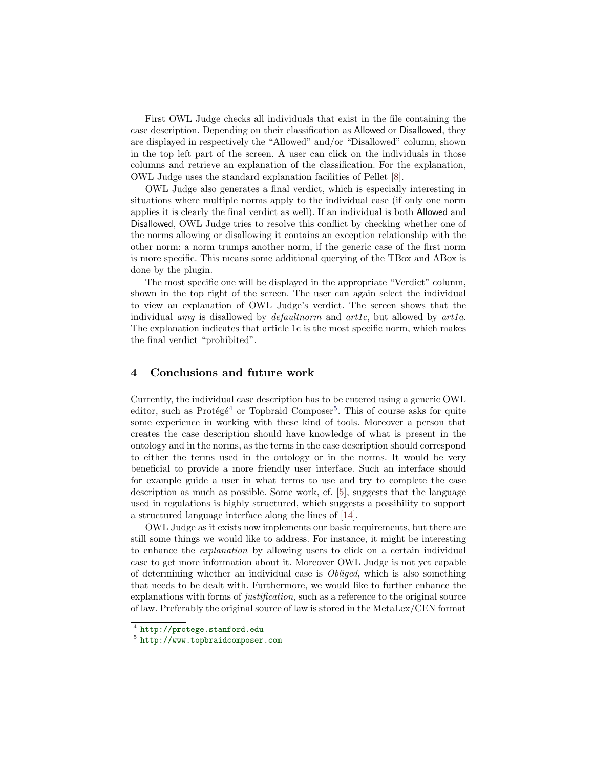First OWL Judge checks all individuals that exist in the file containing the case description. Depending on their classification as Allowed or Disallowed, they are displayed in respectively the "Allowed" and/or "Disallowed" column, shown in the top left part of the screen. A user can click on the individuals in those columns and retrieve an explanation of the classification. For the explanation, OWL Judge uses the standard explanation facilities of Pellet [8].

OWL Judge also generates a final verdict, which is especially interesting in situations where multiple norms apply to the individual case (if only one norm applies it is clearly the final verdict as well). If an individual is both Allowed and Disallowed, OWL Judge tries to resolve this conflict by checking whether one of the norms allowing or disallowing it contains an exception relationship with the other norm: a norm trumps another norm, if the generic case of the first norm is more specific. This means some additional querying of the TBox and ABox is done by the plugin.

The most specific one will be displayed in the appropriate "Verdict" column, shown in the top right of the screen. The user can again select the individual to view an explanation of OWL Judge's verdict. The screen shows that the individual *amy* is disallowed by *defaultnorm* and *art1c*, but allowed by *art1a*. The explanation indicates that article 1c is the most specific norm, which makes the final verdict "prohibited".

## 4 Conclusions and future work

Currently, the individual case description has to be entered using a generic OWL editor, such as Protégé[4] or Topbraid Composer[5]. This of course asks for quite some experience in working with these kind of tools. Moreover a person that creates the case description should have knowledge of what is present in the ontology and in the norms, as the terms in the case description should correspond to either the terms used in the ontology or in the norms. It would be very beneficial to provide a more friendly user interface. Such an interface should for example guide a user in what terms to use and try to complete the case description as much as possible. Some work, cf. [5], suggests that the language used in regulations is highly structured, which suggests a possibility to support a structured language interface along the lines of [14].

OWL Judge as it exists now implements our basic requirements, but there are still some things we would like to address. For instance, it might be interesting to enhance the *explanation* by allowing users to click on a certain individual case to get more information about it. Moreover OWL Judge is not yet capable of determining whether an individual case is *Obliged*, which is also something that needs to be dealt with. Furthermore, we would like to further enhance the explanations with forms of *justification*, such as a reference to the original source of law. Preferably the original source of law is stored in the MetaLex/CEN format

[4] http://protege.stanford.edu

[5] http://www.topbraidcomposer.com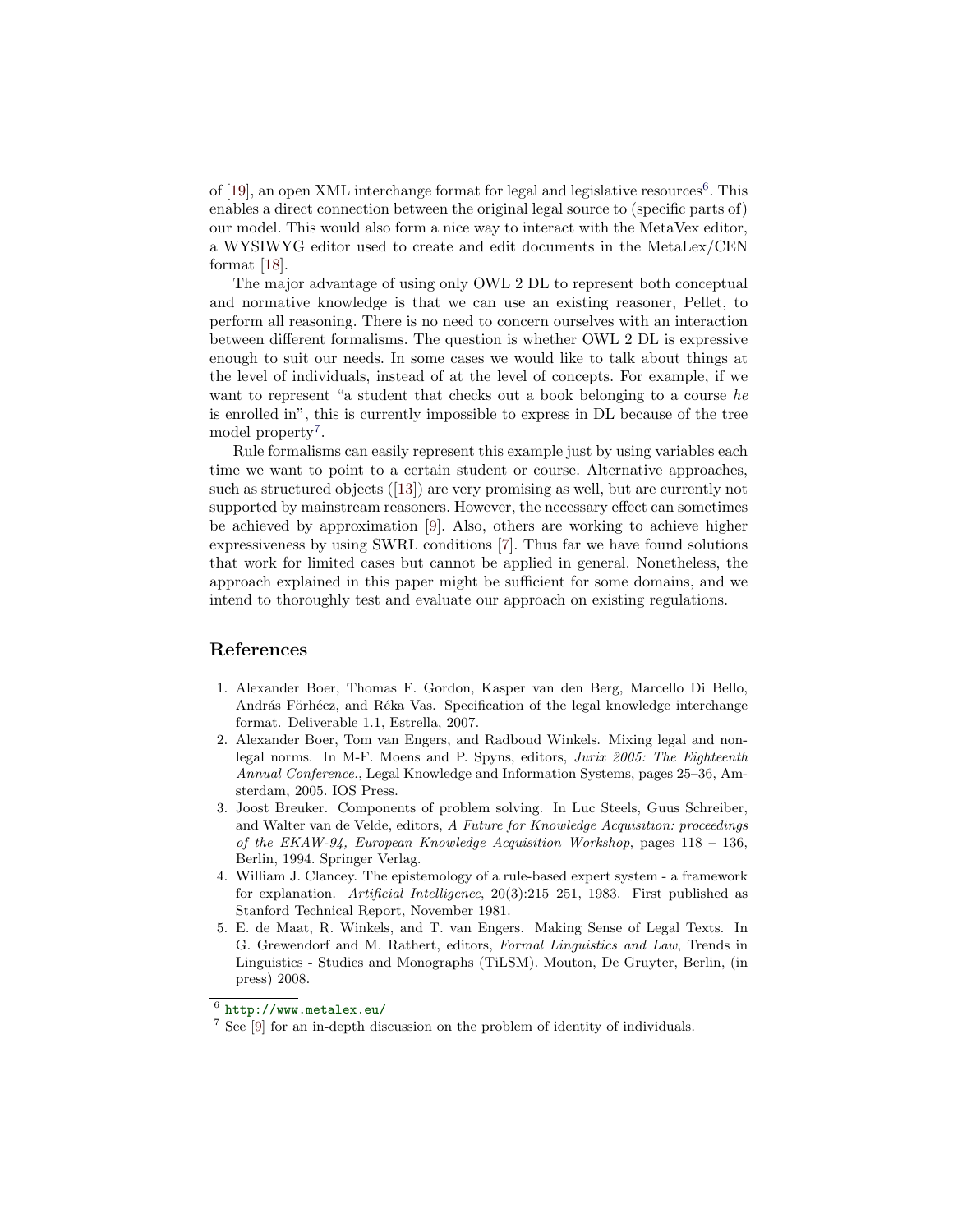of [19], an open XML interchange format for legal and legislative resources[6]. This enables a direct connection between the original legal source to (specific parts of) our model. This would also form a nice way to interact with the MetaVex editor, a WYSIWYG editor used to create and edit documents in the MetaLex/CEN format [18].

The major advantage of using only OWL 2 DL to represent both conceptual and normative knowledge is that we can use an existing reasoner, Pellet, to perform all reasoning. There is no need to concern ourselves with an interaction between different formalisms. The question is whether OWL 2 DL is expressive enough to suit our needs. In some cases we would like to talk about things at the level of individuals, instead of at the level of concepts. For example, if we want to represent "a student that checks out a book belonging to a course *he* is enrolled in", this is currently impossible to express in DL because of the tree model property[7].

Rule formalisms can easily represent this example just by using variables each time we want to point to a certain student or course. Alternative approaches, such as structured objects ([13]) are very promising as well, but are currently not supported by mainstream reasoners. However, the necessary effect can sometimes be achieved by approximation [9]. Also, others are working to achieve higher expressiveness by using SWRL conditions [7]. Thus far we have found solutions that work for limited cases but cannot be applied in general. Nonetheless, the approach explained in this paper might be sufficient for some domains, and we intend to thoroughly test and evaluate our approach on existing regulations.

## References

1. Alexander Boer, Thomas F. Gordon, Kasper van den Berg, Marcello Di Bello, András Förhécz, and Réka Vas. Specification of the legal knowledge interchange format. Deliverable 1.1, Estrella, 2007.
2. Alexander Boer, Tom van Engers, and Radboud Winkels. Mixing legal and non-legal norms. In M-F. Moens and P. Spyns, editors, *Jurix 2005: The Eighteenth Annual Conference.*, Legal Knowledge and Information Systems, pages 25–36, Amsterdam, 2005. IOS Press.
3. Joost Breuker. Components of problem solving. In Luc Steels, Guus Schreiber, and Walter van de Velde, editors, *A Future for Knowledge Acquisition: proceedings of the EKAW-94, European Knowledge Acquisition Workshop*, pages 118 – 136, Berlin, 1994. Springer Verlag.
4. William J. Clancey. The epistemology of a rule-based expert system - a framework for explanation. *Artificial Intelligence*, 20(3):215–251, 1983. First published as Stanford Technical Report, November 1981.
5. E. de Maat, R. Winkels, and T. van Engers. Making Sense of Legal Texts. In G. Grewendorf and M. Rathert, editors, *Formal Linguistics and Law*, Trends in Linguistics - Studies and Monographs (TiLSM). Mouton, De Gruyter, Berlin, (in press) 2008.

[6] http://www.metalex.eu/

[7] See [9] for an in-depth discussion on the problem of identity of individuals.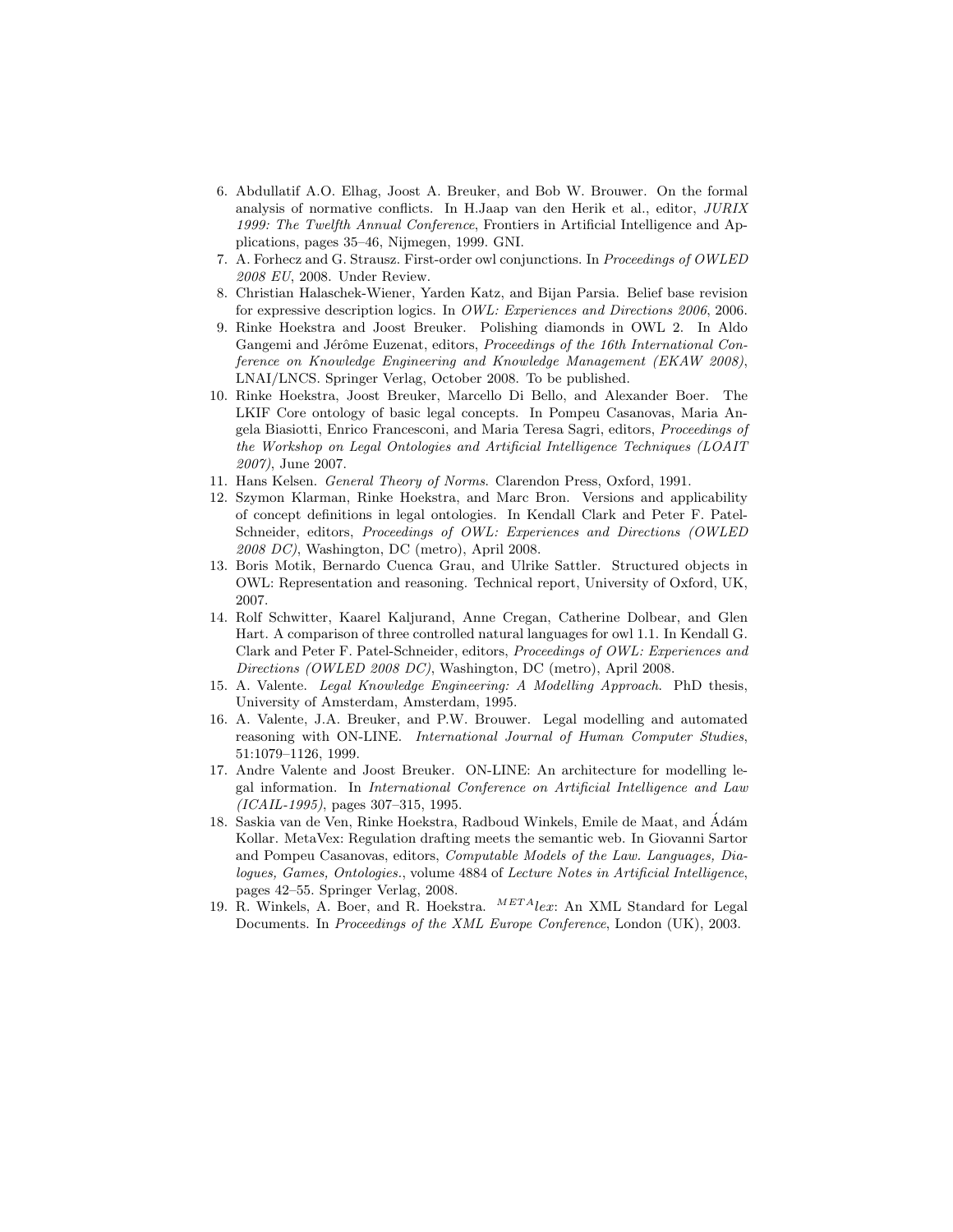6. Abdullatif A.O. Elhag, Joost A. Breuker, and Bob W. Brouwer. On the formal analysis of normative conflicts. In H.Jaap van den Herik et al., editor, *JURIX 1999: The Twelfth Annual Conference*, Frontiers in Artificial Intelligence and Applications, pages 35–46, Nijmegen, 1999. GNI.
7. A. Forhecz and G. Strausz. First-order owl conjunctions. In *Proceedings of OWLED 2008 EU*, 2008. Under Review.
8. Christian Halaschek-Wiener, Yarden Katz, and Bijan Parsia. Belief base revision for expressive description logics. In *OWL: Experiences and Directions 2006*, 2006.
9. Rinke Hoekstra and Joost Breuker. Polishing diamonds in OWL 2. In Aldo Gangemi and Jérôme Euzenat, editors, *Proceedings of the 16th International Conference on Knowledge Engineering and Knowledge Management (EKAW 2008)*, LNAI/LNCS. Springer Verlag, October 2008. To be published.
10. Rinke Hoekstra, Joost Breuker, Marcello Di Bello, and Alexander Boer. The LKIF Core ontology of basic legal concepts. In Pompeu Casanovas, Maria Angela Biasiotti, Enrico Francesconi, and Maria Teresa Sagri, editors, *Proceedings of the Workshop on Legal Ontologies and Artificial Intelligence Techniques (LOAIT 2007)*, June 2007.
11. Hans Kelsen. *General Theory of Norms*. Clarendon Press, Oxford, 1991.
12. Szymon Klarman, Rinke Hoekstra, and Marc Bron. Versions and applicability of concept definitions in legal ontologies. In Kendall Clark and Peter F. Patel-Schneider, editors, *Proceedings of OWL: Experiences and Directions (OWLED 2008 DC)*, Washington, DC (metro), April 2008.
13. Boris Motik, Bernardo Cuenca Grau, and Ulrike Sattler. Structured objects in OWL: Representation and reasoning. Technical report, University of Oxford, UK, 2007.
14. Rolf Schwitter, Kaarel Kaljurand, Anne Cregan, Catherine Dolbear, and Glen Hart. A comparison of three controlled natural languages for owl 1.1. In Kendall G. Clark and Peter F. Patel-Schneider, editors, *Proceedings of OWL: Experiences and Directions (OWLED 2008 DC)*, Washington, DC (metro), April 2008.
15. A. Valente. *Legal Knowledge Engineering: A Modelling Approach*. PhD thesis, University of Amsterdam, Amsterdam, 1995.
16. A. Valente, J.A. Breuker, and P.W. Brouwer. Legal modelling and automated reasoning with ON-LINE. *International Journal of Human Computer Studies*, 51:1079–1126, 1999.
17. Andre Valente and Joost Breuker. ON-LINE: An architecture for modelling legal information. In *International Conference on Artificial Intelligence and Law (ICAIL-1995)*, pages 307–315, 1995.
18. Saskia van de Ven, Rinke Hoekstra, Radboud Winkels, Emile de Maat, and Ádám Kollar. MetaVex: Regulation drafting meets the semantic web. In Giovanni Sartor and Pompeu Casanovas, editors, *Computable Models of the Law. Languages, Dialogues, Games, Ontologies.*, volume 4884 of *Lecture Notes in Artificial Intelligence*, pages 42–55. Springer Verlag, 2008.
19. R. Winkels, A. Boer, and R. Hoekstra. $^{META}$*lex*: An XML Standard for Legal Documents. In *Proceedings of the XML Europe Conference*, London (UK), 2003.